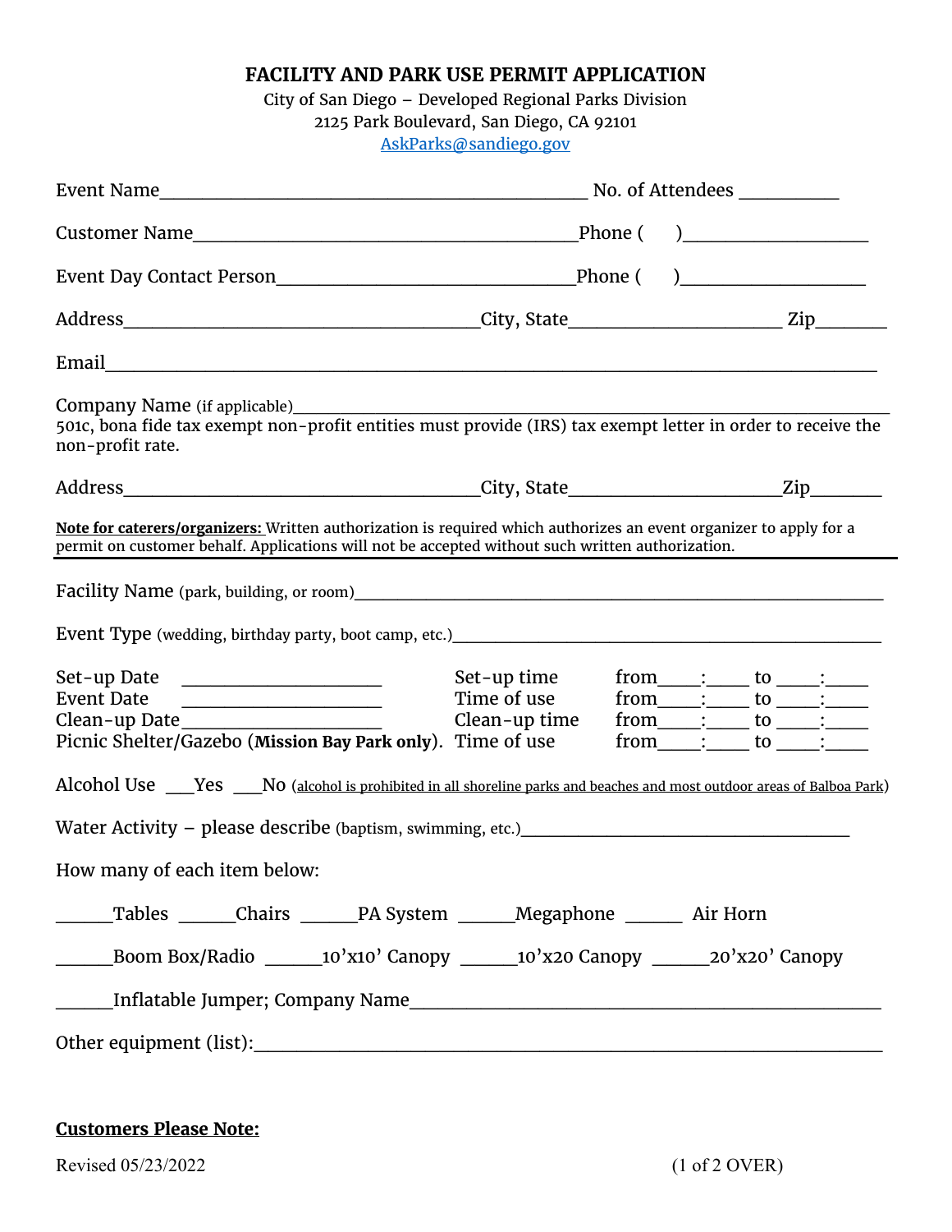# FACILITY AND PARK USE PERMIT APPLICATION

City of San Diego – Developed Regional Parks Division
2125 Park Boulevard, San Diego, CA 92101
AskParks@sandiego.gov

Event Name_______________________________________________ No. of Attendees __________

Customer Name__________________________________________Phone (     )__________________

Event Day Contact Person_________________________________Phone (     )__________________

Address________________________________________City, State______________________ Zip_______

Email____________________________________________________________________________________

Company Name (if applicable)_______________________________________________________________

501c, bona fide tax exempt non-profit entities must provide (IRS) tax exempt letter in order to receive the non-profit rate.

Address________________________________________City, State______________________Zip_______

**Note for caterers/organizers:** Written authorization is required which authorizes an event organizer to apply for a permit on customer behalf. Applications will not be accepted without such written authorization.

---

Facility Name (park, building, or room)_____________________________________________________

Event Type (wedding, birthday party, boot camp, etc.)_______________________________________________

Set-up Date ______________________ Set-up time from____:_____ to _____:_____

Event Date ______________________ Time of use from____:_____ to _____:_____

Clean-up Date______________________ Clean-up time from____:_____ to _____:_____

Picnic Shelter/Gazebo (**Mission Bay Park only**). Time of use from____:_____ to _____:_____

Alcohol Use ___Yes ___No (alcohol is prohibited in all shoreline parks and beaches and most outdoor areas of Balboa Park)

Water Activity – please describe (baptism, swimming, etc.)____________________________________

How many of each item below:

______Tables ______Chairs ______PA System ______Megaphone ______ Air Horn

______Boom Box/Radio ______10'x10' Canopy ______10'x20 Canopy ______20'x20' Canopy

______Inflatable Jumper; Company Name_____________________________________________________

Other equipment (list):_______________________________________________________________________

**Customers Please Note:**

Revised 05/23/2022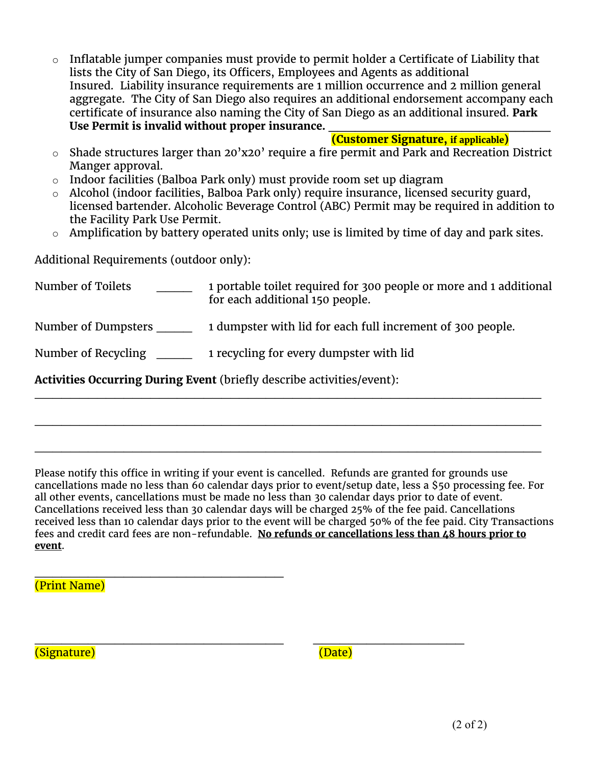- Inflatable jumper companies must provide to permit holder a Certificate of Liability that lists the City of San Diego, its Officers, Employees and Agents as additional Insured. Liability insurance requirements are 1 million occurrence and 2 million general aggregate. The City of San Diego also requires an additional endorsement accompany each certificate of insurance also naming the City of San Diego as an additional insured. **Park Use Permit is invalid without proper insurance.** ______________________________

  **(Customer Signature,** **if applicable)**
- Shade structures larger than 20'x20' require a fire permit and Park and Recreation District Manger approval.
- Indoor facilities (Balboa Park only) must provide room set up diagram
- Alcohol (indoor facilities, Balboa Park only) require insurance, licensed security guard, licensed bartender. Alcoholic Beverage Control (ABC) Permit may be required in addition to the Facility Park Use Permit.
- Amplification by battery operated units only; use is limited by time of day and park sites.

Additional Requirements (outdoor only):

| | | |
|---|---|---|
| Number of Toilets | ______ | 1 portable toilet required for 300 people or more and 1 additional for each additional 150 people. |
| Number of Dumpsters | ______ | 1 dumpster with lid for each full increment of 300 people. |
| Number of Recycling | ______ | 1 recycling for every dumpster with lid |

**Activities Occurring During Event** (briefly describe activities/event):

______________________________________________________________________________

______________________________________________________________________________

______________________________________________________________________________

Please notify this office in writing if your event is cancelled. Refunds are granted for grounds use cancellations made no less than 60 calendar days prior to event/setup date, less a $50 processing fee. For all other events, cancellations must be made no less than 30 calendar days prior to date of event. Cancellations received less than 30 calendar days will be charged 25% of the fee paid. Cancellations received less than 10 calendar days prior to the event will be charged 50% of the fee paid. City Transactions fees and credit card fees are non-refundable. **No refunds or cancellations less than 48 hours prior to event**.

______________________________________

(Print Name)

______________________________________ ______________________

(Signature) (Date)